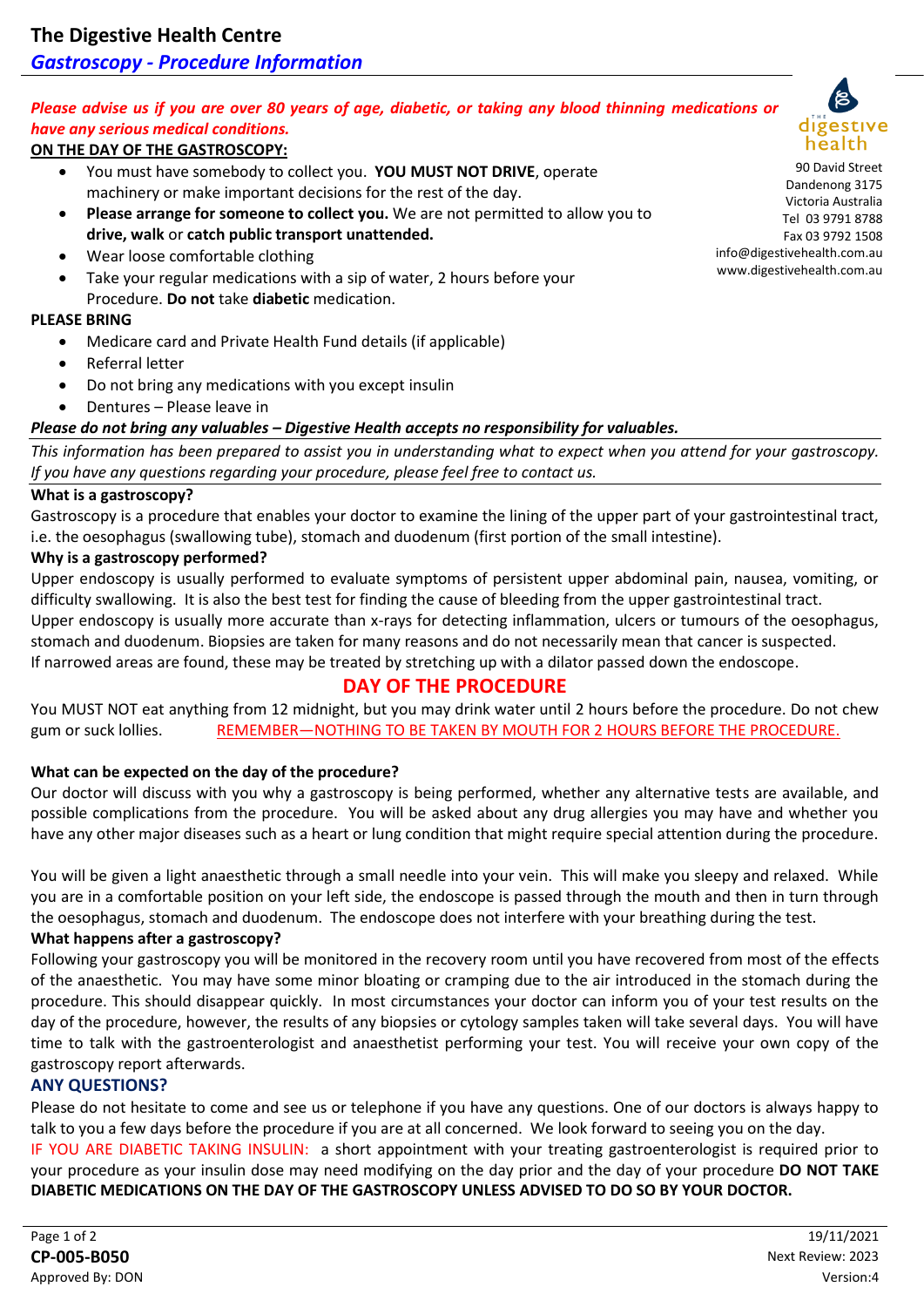# The Digestive Health Centre

## *Gastroscopy - Procedure Information*

***Please advise us if you are over 80 years of age, diabetic, or taking any blood thinning medications or have any serious medical conditions.***

90 David Street
Dandenong 3175
Victoria Australia
Tel 03 9791 8788
Fax 03 9792 1508
info@digestivehealth.com.au
www.digestivehealth.com.au

**ON THE DAY OF THE GASTROSCOPY:**

- You must have somebody to collect you. **YOU MUST NOT DRIVE**, operate machinery or make important decisions for the rest of the day.
- **Please arrange for someone to collect you.** We are not permitted to allow you to **drive, walk** or **catch public transport unattended.**
- Wear loose comfortable clothing
- Take your regular medications with a sip of water, 2 hours before your Procedure. **Do not** take **diabetic** medication.

**PLEASE BRING**

- Medicare card and Private Health Fund details (if applicable)
- Referral letter
- Do not bring any medications with you except insulin
- Dentures – Please leave in

***Please do not bring any valuables – Digestive Health accepts no responsibility for valuables.***

*This information has been prepared to assist you in understanding what to expect when you attend for your gastroscopy. If you have any questions regarding your procedure, please feel free to contact us.*

**What is a gastroscopy?**

Gastroscopy is a procedure that enables your doctor to examine the lining of the upper part of your gastrointestinal tract, i.e. the oesophagus (swallowing tube), stomach and duodenum (first portion of the small intestine).

**Why is a gastroscopy performed?**

Upper endoscopy is usually performed to evaluate symptoms of persistent upper abdominal pain, nausea, vomiting, or difficulty swallowing. It is also the best test for finding the cause of bleeding from the upper gastrointestinal tract.
Upper endoscopy is usually more accurate than x-rays for detecting inflammation, ulcers or tumours of the oesophagus, stomach and duodenum. Biopsies are taken for many reasons and do not necessarily mean that cancer is suspected.
If narrowed areas are found, these may be treated by stretching up with a dilator passed down the endoscope.

## DAY OF THE PROCEDURE

You MUST NOT eat anything from 12 midnight, but you may drink water until 2 hours before the procedure. Do not chew gum or suck lollies. REMEMBER—NOTHING TO BE TAKEN BY MOUTH FOR 2 HOURS BEFORE THE PROCEDURE.

**What can be expected on the day of the procedure?**

Our doctor will discuss with you why a gastroscopy is being performed, whether any alternative tests are available, and possible complications from the procedure. You will be asked about any drug allergies you may have and whether you have any other major diseases such as a heart or lung condition that might require special attention during the procedure.

You will be given a light anaesthetic through a small needle into your vein. This will make you sleepy and relaxed. While you are in a comfortable position on your left side, the endoscope is passed through the mouth and then in turn through the oesophagus, stomach and duodenum. The endoscope does not interfere with your breathing during the test.

**What happens after a gastroscopy?**

Following your gastroscopy you will be monitored in the recovery room until you have recovered from most of the effects of the anaesthetic. You may have some minor bloating or cramping due to the air introduced in the stomach during the procedure. This should disappear quickly. In most circumstances your doctor can inform you of your test results on the day of the procedure, however, the results of any biopsies or cytology samples taken will take several days. You will have time to talk with the gastroenterologist and anaesthetist performing your test. You will receive your own copy of the gastroscopy report afterwards.

## ANY QUESTIONS?

Please do not hesitate to come and see us or telephone if you have any questions. One of our doctors is always happy to talk to you a few days before the procedure if you are at all concerned. We look forward to seeing you on the day.
IF YOU ARE DIABETIC TAKING INSULIN: a short appointment with your treating gastroenterologist is required prior to your procedure as your insulin dose may need modifying on the day prior and the day of your procedure **DO NOT TAKE DIABETIC MEDICATIONS ON THE DAY OF THE GASTROSCOPY UNLESS ADVISED TO DO SO BY YOUR DOCTOR.**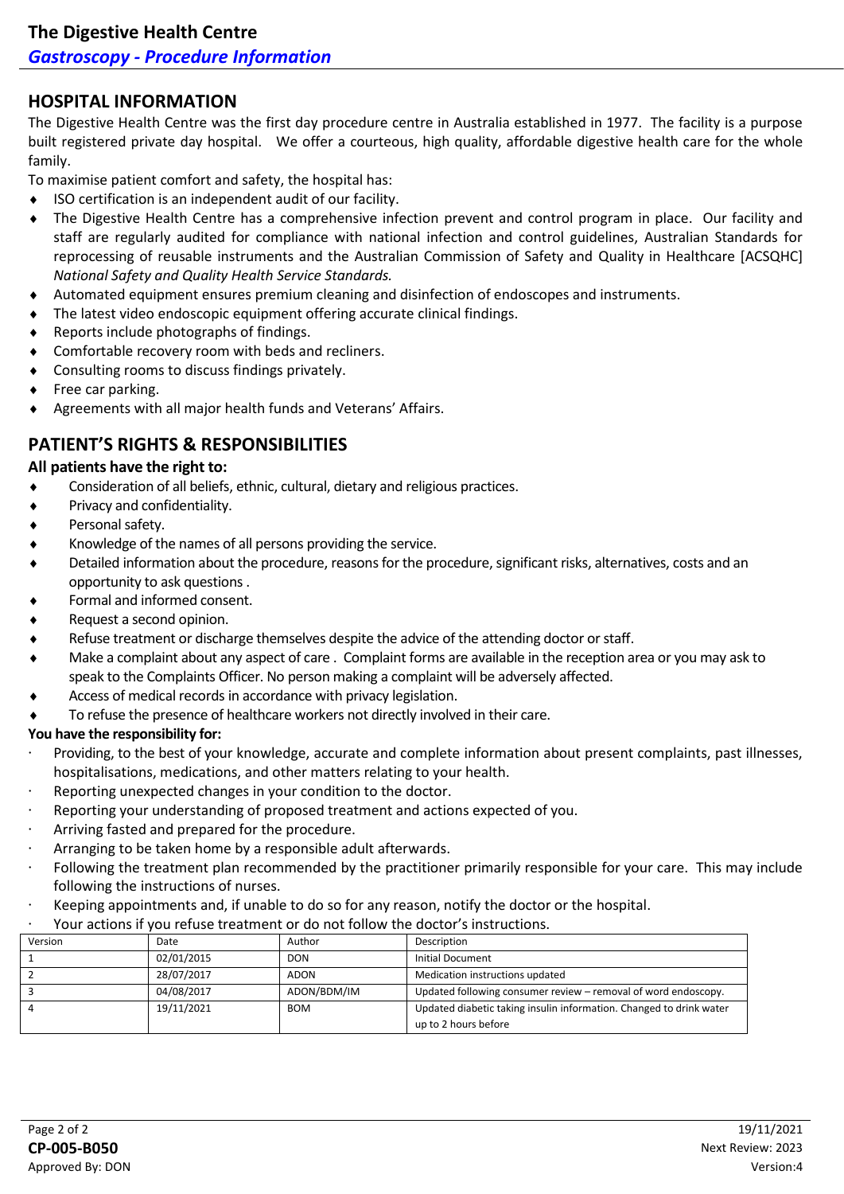# The Digestive Health Centre

*Gastroscopy - Procedure Information*

## HOSPITAL INFORMATION

The Digestive Health Centre was the first day procedure centre in Australia established in 1977. The facility is a purpose built registered private day hospital. We offer a courteous, high quality, affordable digestive health care for the whole family.

To maximise patient comfort and safety, the hospital has:

- ISO certification is an independent audit of our facility.
- The Digestive Health Centre has a comprehensive infection prevent and control program in place. Our facility and staff are regularly audited for compliance with national infection and control guidelines, Australian Standards for reprocessing of reusable instruments and the Australian Commission of Safety and Quality in Healthcare [ACSQHC] *National Safety and Quality Health Service Standards.*
- Automated equipment ensures premium cleaning and disinfection of endoscopes and instruments.
- The latest video endoscopic equipment offering accurate clinical findings.
- Reports include photographs of findings.
- Comfortable recovery room with beds and recliners.
- Consulting rooms to discuss findings privately.
- Free car parking.
- Agreements with all major health funds and Veterans' Affairs.

## PATIENT'S RIGHTS & RESPONSIBILITIES

**All patients have the right to:**

- Consideration of all beliefs, ethnic, cultural, dietary and religious practices.
- Privacy and confidentiality.
- Personal safety.
- Knowledge of the names of all persons providing the service.
- Detailed information about the procedure, reasons for the procedure, significant risks, alternatives, costs and an opportunity to ask questions .
- Formal and informed consent.
- Request a second opinion.
- Refuse treatment or discharge themselves despite the advice of the attending doctor or staff.
- Make a complaint about any aspect of care . Complaint forms are available in the reception area or you may ask to speak to the Complaints Officer. No person making a complaint will be adversely affected.
- Access of medical records in accordance with privacy legislation.
- To refuse the presence of healthcare workers not directly involved in their care.

**You have the responsibility for:**

- Providing, to the best of your knowledge, accurate and complete information about present complaints, past illnesses, hospitalisations, medications, and other matters relating to your health.
- Reporting unexpected changes in your condition to the doctor.
- Reporting your understanding of proposed treatment and actions expected of you.
- Arriving fasted and prepared for the procedure.
- Arranging to be taken home by a responsible adult afterwards.
- Following the treatment plan recommended by the practitioner primarily responsible for your care. This may include following the instructions of nurses.
- Keeping appointments and, if unable to do so for any reason, notify the doctor or the hospital.
- Your actions if you refuse treatment or do not follow the doctor's instructions.

| Version | Date | Author | Description |
|---|---|---|---|
| 1 | 02/01/2015 | DON | Initial Document |
| 2 | 28/07/2017 | ADON | Medication instructions updated |
| 3 | 04/08/2017 | ADON/BDM/IM | Updated following consumer review – removal of word endoscopy. |
| 4 | 19/11/2021 | BOM | Updated diabetic taking insulin information. Changed to drink water up to 2 hours before |

**CP-005-B050**
Approved By: DON
19/11/2021
Next Review: 2023
Version:4